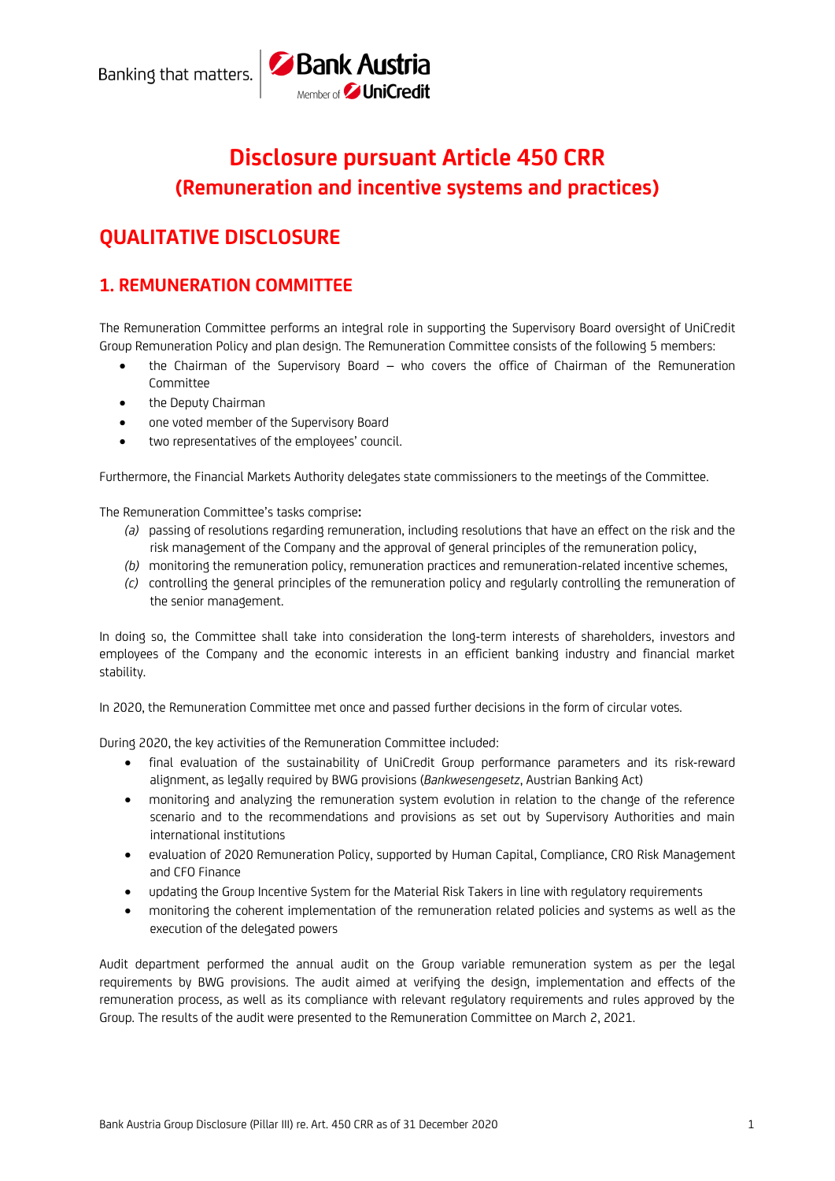# Disclosure pursuant Article 450 CRR
## (Remuneration and incentive systems and practices)

## QUALITATIVE DISCLOSURE

### 1. REMUNERATION COMMITTEE

The Remuneration Committee performs an integral role in supporting the Supervisory Board oversight of UniCredit Group Remuneration Policy and plan design. The Remuneration Committee consists of the following 5 members:

- the Chairman of the Supervisory Board – who covers the office of Chairman of the Remuneration Committee
- the Deputy Chairman
- one voted member of the Supervisory Board
- two representatives of the employees' council.

Furthermore, the Financial Markets Authority delegates state commissioners to the meetings of the Committee.

The Remuneration Committee's tasks comprise**:**

*(a)* passing of resolutions regarding remuneration, including resolutions that have an effect on the risk and the risk management of the Company and the approval of general principles of the remuneration policy,

*(b)* monitoring the remuneration policy, remuneration practices and remuneration-related incentive schemes,

*(c)* controlling the general principles of the remuneration policy and regularly controlling the remuneration of the senior management.

In doing so, the Committee shall take into consideration the long-term interests of shareholders, investors and employees of the Company and the economic interests in an efficient banking industry and financial market stability.

In 2020, the Remuneration Committee met once and passed further decisions in the form of circular votes.

During 2020, the key activities of the Remuneration Committee included:

- final evaluation of the sustainability of UniCredit Group performance parameters and its risk-reward alignment, as legally required by BWG provisions (*Bankwesengesetz*, Austrian Banking Act)
- monitoring and analyzing the remuneration system evolution in relation to the change of the reference scenario and to the recommendations and provisions as set out by Supervisory Authorities and main international institutions
- evaluation of 2020 Remuneration Policy, supported by Human Capital, Compliance, CRO Risk Management and CFO Finance
- updating the Group Incentive System for the Material Risk Takers in line with regulatory requirements
- monitoring the coherent implementation of the remuneration related policies and systems as well as the execution of the delegated powers

Audit department performed the annual audit on the Group variable remuneration system as per the legal requirements by BWG provisions. The audit aimed at verifying the design, implementation and effects of the remuneration process, as well as its compliance with relevant regulatory requirements and rules approved by the Group. The results of the audit were presented to the Remuneration Committee on March 2, 2021.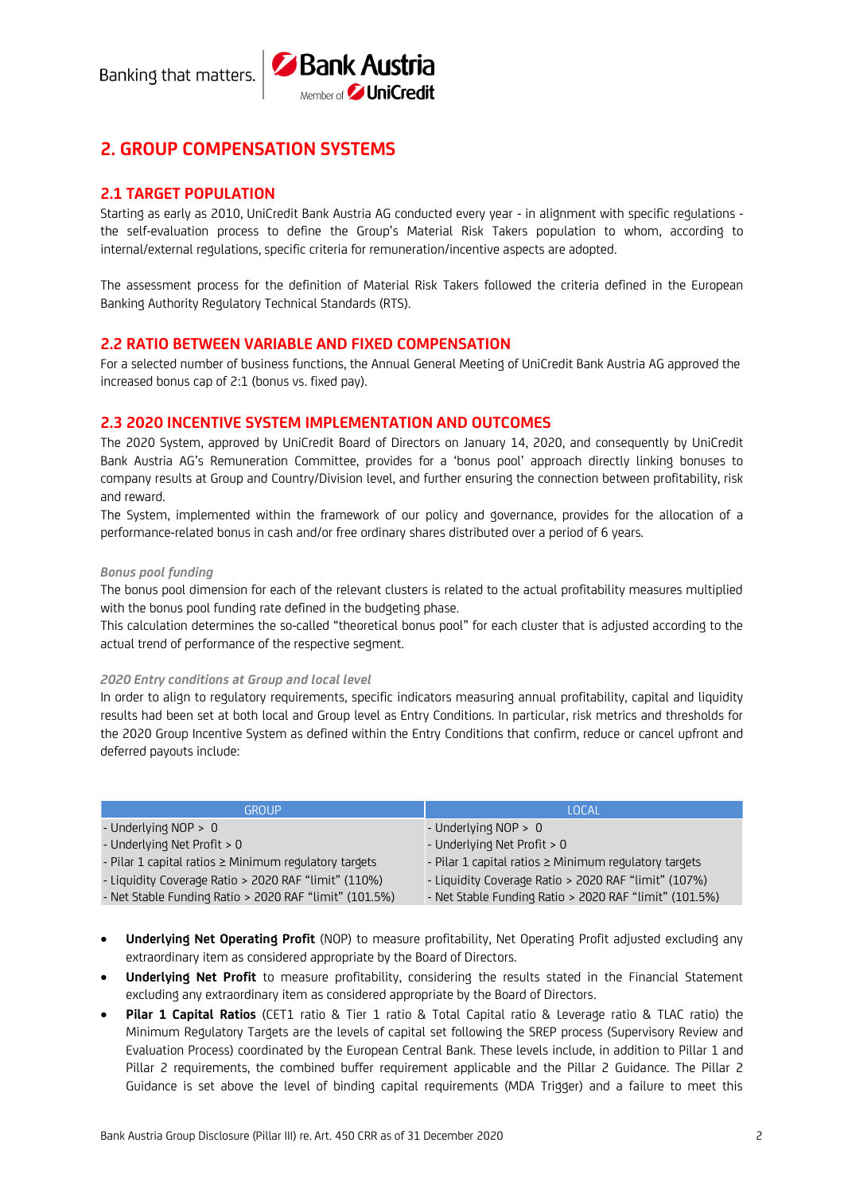## 2. GROUP COMPENSATION SYSTEMS

### 2.1 TARGET POPULATION

Starting as early as 2010, UniCredit Bank Austria AG conducted every year - in alignment with specific regulations - the self-evaluation process to define the Group's Material Risk Takers population to whom, according to internal/external regulations, specific criteria for remuneration/incentive aspects are adopted.

The assessment process for the definition of Material Risk Takers followed the criteria defined in the European Banking Authority Regulatory Technical Standards (RTS).

### 2.2 RATIO BETWEEN VARIABLE AND FIXED COMPENSATION

For a selected number of business functions, the Annual General Meeting of UniCredit Bank Austria AG approved the increased bonus cap of 2:1 (bonus vs. fixed pay).

### 2.3 2020 INCENTIVE SYSTEM IMPLEMENTATION AND OUTCOMES

The 2020 System, approved by UniCredit Board of Directors on January 14, 2020, and consequently by UniCredit Bank Austria AG's Remuneration Committee, provides for a 'bonus pool' approach directly linking bonuses to company results at Group and Country/Division level, and further ensuring the connection between profitability, risk and reward.

The System, implemented within the framework of our policy and governance, provides for the allocation of a performance-related bonus in cash and/or free ordinary shares distributed over a period of 6 years.

*Bonus pool funding*

The bonus pool dimension for each of the relevant clusters is related to the actual profitability measures multiplied with the bonus pool funding rate defined in the budgeting phase.

This calculation determines the so-called "theoretical bonus pool" for each cluster that is adjusted according to the actual trend of performance of the respective segment.

*2020 Entry conditions at Group and local level*

In order to align to regulatory requirements, specific indicators measuring annual profitability, capital and liquidity results had been set at both local and Group level as Entry Conditions. In particular, risk metrics and thresholds for the 2020 Group Incentive System as defined within the Entry Conditions that confirm, reduce or cancel upfront and deferred payouts include:

| GROUP | LOCAL |
|---|---|
| - Underlying NOP > 0 | - Underlying NOP > 0 |
| - Underlying Net Profit > 0 | - Underlying Net Profit > 0 |
| - Pilar 1 capital ratios ≥ Minimum regulatory targets | - Pilar 1 capital ratios ≥ Minimum regulatory targets |
| - Liquidity Coverage Ratio > 2020 RAF "limit" (110%) | - Liquidity Coverage Ratio > 2020 RAF "limit" (107%) |
| - Net Stable Funding Ratio > 2020 RAF "limit" (101.5%) | - Net Stable Funding Ratio > 2020 RAF "limit" (101.5%) |

- **Underlying Net Operating Profit** (NOP) to measure profitability, Net Operating Profit adjusted excluding any extraordinary item as considered appropriate by the Board of Directors.
- **Underlying Net Profit** to measure profitability, considering the results stated in the Financial Statement excluding any extraordinary item as considered appropriate by the Board of Directors.
- **Pilar 1 Capital Ratios** (CET1 ratio & Tier 1 ratio & Total Capital ratio & Leverage ratio & TLAC ratio) the Minimum Regulatory Targets are the levels of capital set following the SREP process (Supervisory Review and Evaluation Process) coordinated by the European Central Bank. These levels include, in addition to Pillar 1 and Pillar 2 requirements, the combined buffer requirement applicable and the Pillar 2 Guidance. The Pillar 2 Guidance is set above the level of binding capital requirements (MDA Trigger) and a failure to meet this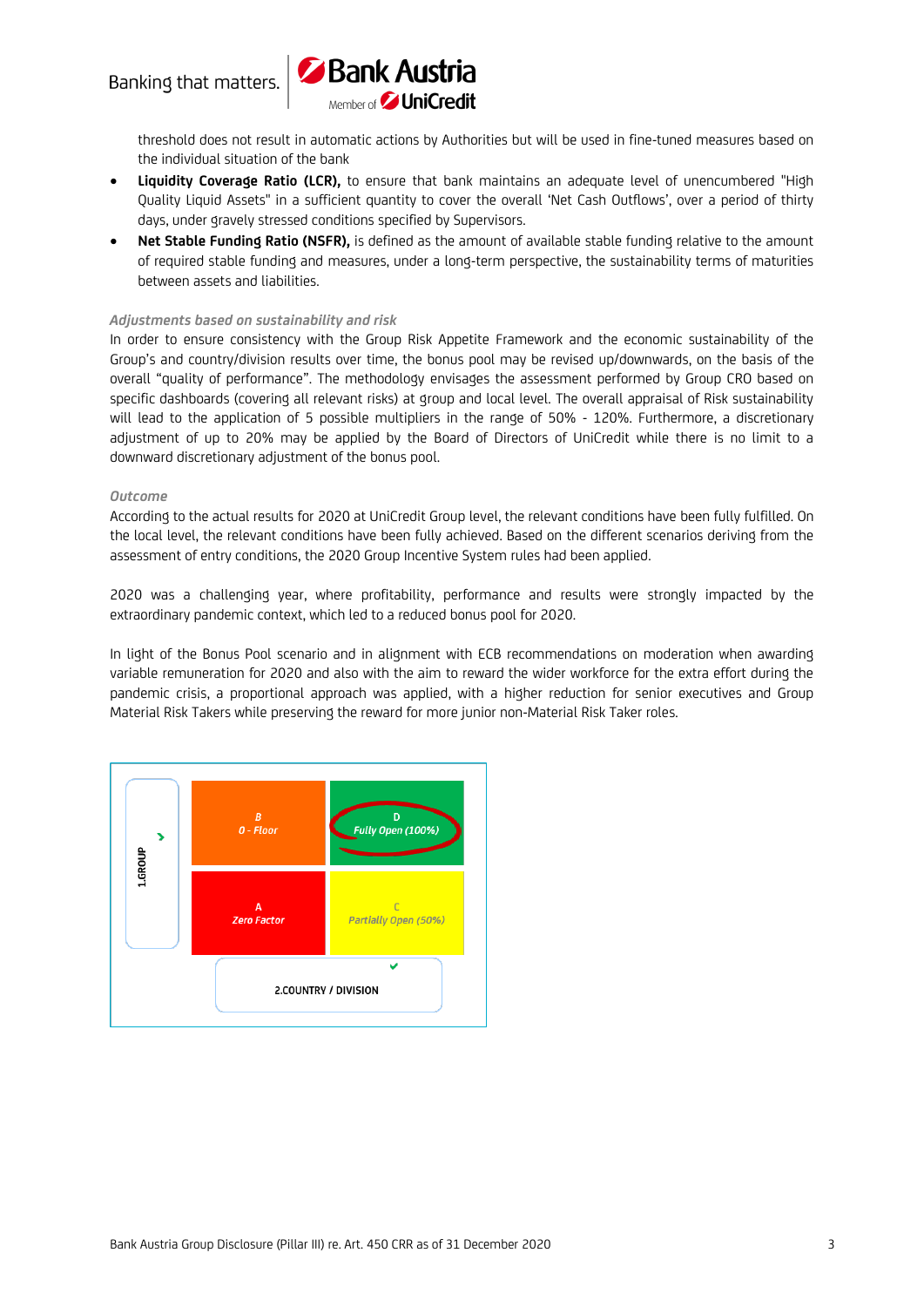threshold does not result in automatic actions by Authorities but will be used in fine-tuned measures based on the individual situation of the bank

- **Liquidity Coverage Ratio (LCR),** to ensure that bank maintains an adequate level of unencumbered "High Quality Liquid Assets" in a sufficient quantity to cover the overall 'Net Cash Outflows', over a period of thirty days, under gravely stressed conditions specified by Supervisors.
- **Net Stable Funding Ratio (NSFR),** is defined as the amount of available stable funding relative to the amount of required stable funding and measures, under a long-term perspective, the sustainability terms of maturities between assets and liabilities.

*Adjustments based on sustainability and risk*

In order to ensure consistency with the Group Risk Appetite Framework and the economic sustainability of the Group's and country/division results over time, the bonus pool may be revised up/downwards, on the basis of the overall "quality of performance". The methodology envisages the assessment performed by Group CRO based on specific dashboards (covering all relevant risks) at group and local level. The overall appraisal of Risk sustainability will lead to the application of 5 possible multipliers in the range of 50% - 120%. Furthermore, a discretionary adjustment of up to 20% may be applied by the Board of Directors of UniCredit while there is no limit to a downward discretionary adjustment of the bonus pool.

*Outcome*

According to the actual results for 2020 at UniCredit Group level, the relevant conditions have been fully fulfilled. On the local level, the relevant conditions have been fully achieved. Based on the different scenarios deriving from the assessment of entry conditions, the 2020 Group Incentive System rules had been applied.

2020 was a challenging year, where profitability, performance and results were strongly impacted by the extraordinary pandemic context, which led to a reduced bonus pool for 2020.

In light of the Bonus Pool scenario and in alignment with ECB recommendations on moderation when awarding variable remuneration for 2020 and also with the aim to reward the wider workforce for the extra effort during the pandemic crisis, a proportional approach was applied, with a higher reduction for senior executives and Group Material Risk Takers while preserving the reward for more junior non-Material Risk Taker roles.

| 1.GROUP | | |
|---|---|---|
| ✓ | B 0 - Floor | D Fully Open (100%) |
| | A Zero Factor | C Partially Open (50%) |
| | 2.COUNTRY / DIVISION ✓ | |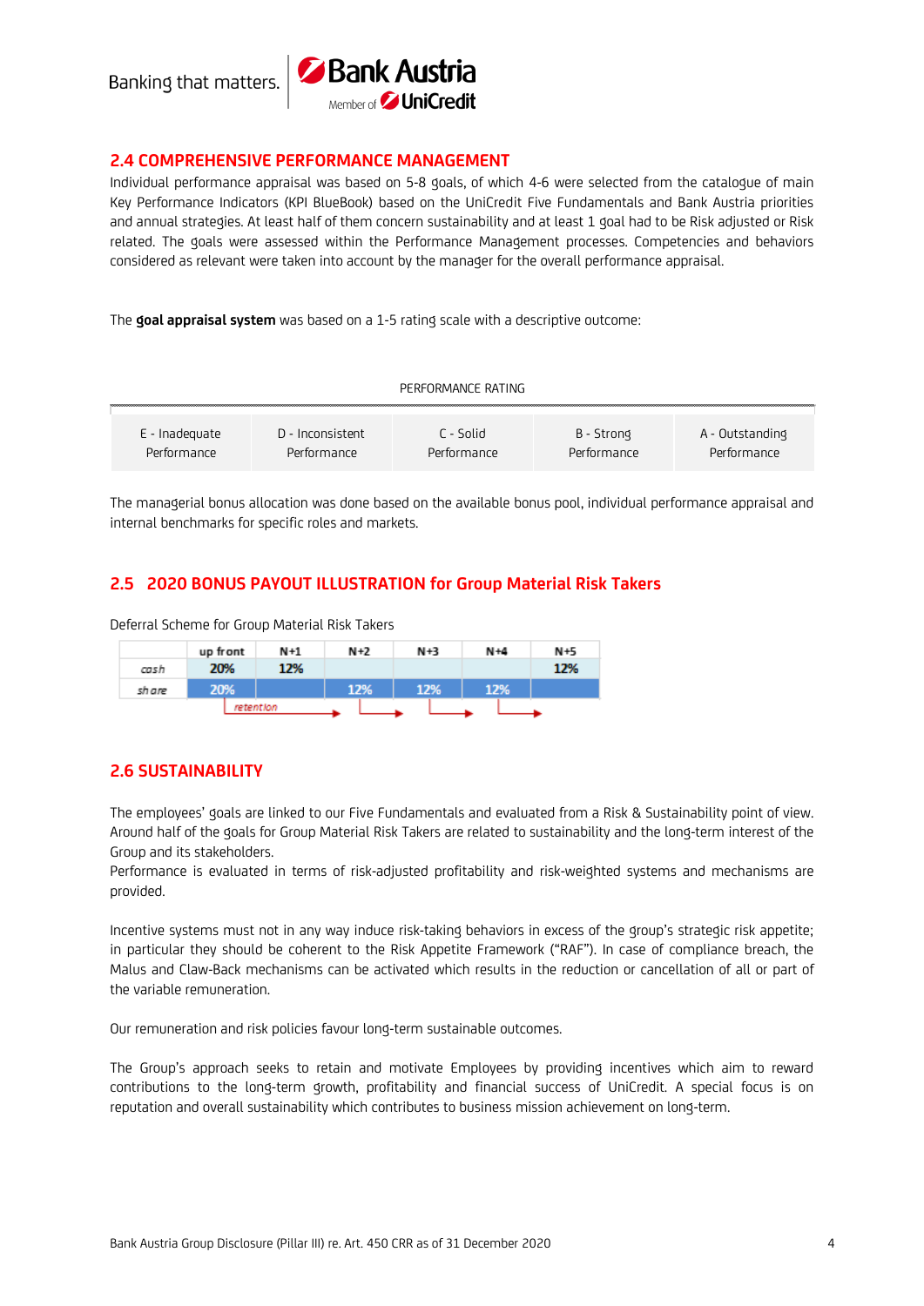## 2.4 COMPREHENSIVE PERFORMANCE MANAGEMENT

Individual performance appraisal was based on 5-8 goals, of which 4-6 were selected from the catalogue of main Key Performance Indicators (KPI BlueBook) based on the UniCredit Five Fundamentals and Bank Austria priorities and annual strategies. At least half of them concern sustainability and at least 1 goal had to be Risk adjusted or Risk related. The goals were assessed within the Performance Management processes. Competencies and behaviors considered as relevant were taken into account by the manager for the overall performance appraisal.

The **goal appraisal system** was based on a 1-5 rating scale with a descriptive outcome:

PERFORMANCE RATING

| E - Inadequate Performance | D - Inconsistent Performance | C - Solid Performance | B - Strong Performance | A - Outstanding Performance |
|---|---|---|---|---|

The managerial bonus allocation was done based on the available bonus pool, individual performance appraisal and internal benchmarks for specific roles and markets.

## 2.5 2020 BONUS PAYOUT ILLUSTRATION for Group Material Risk Takers

Deferral Scheme for Group Material Risk Takers

| | up front | N+1 | N+2 | N+3 | N+4 | N+5 |
|---|---|---|---|---|---|---|
| cash | 20% | 12% | | | | 12% |
| share | 20% | | 12% | 12% | 12% | |

retention

## 2.6 SUSTAINABILITY

The employees' goals are linked to our Five Fundamentals and evaluated from a Risk & Sustainability point of view. Around half of the goals for Group Material Risk Takers are related to sustainability and the long-term interest of the Group and its stakeholders.
Performance is evaluated in terms of risk-adjusted profitability and risk-weighted systems and mechanisms are provided.

Incentive systems must not in any way induce risk-taking behaviors in excess of the group's strategic risk appetite; in particular they should be coherent to the Risk Appetite Framework ("RAF"). In case of compliance breach, the Malus and Claw-Back mechanisms can be activated which results in the reduction or cancellation of all or part of the variable remuneration.

Our remuneration and risk policies favour long-term sustainable outcomes.

The Group's approach seeks to retain and motivate Employees by providing incentives which aim to reward contributions to the long-term growth, profitability and financial success of UniCredit. A special focus is on reputation and overall sustainability which contributes to business mission achievement on long-term.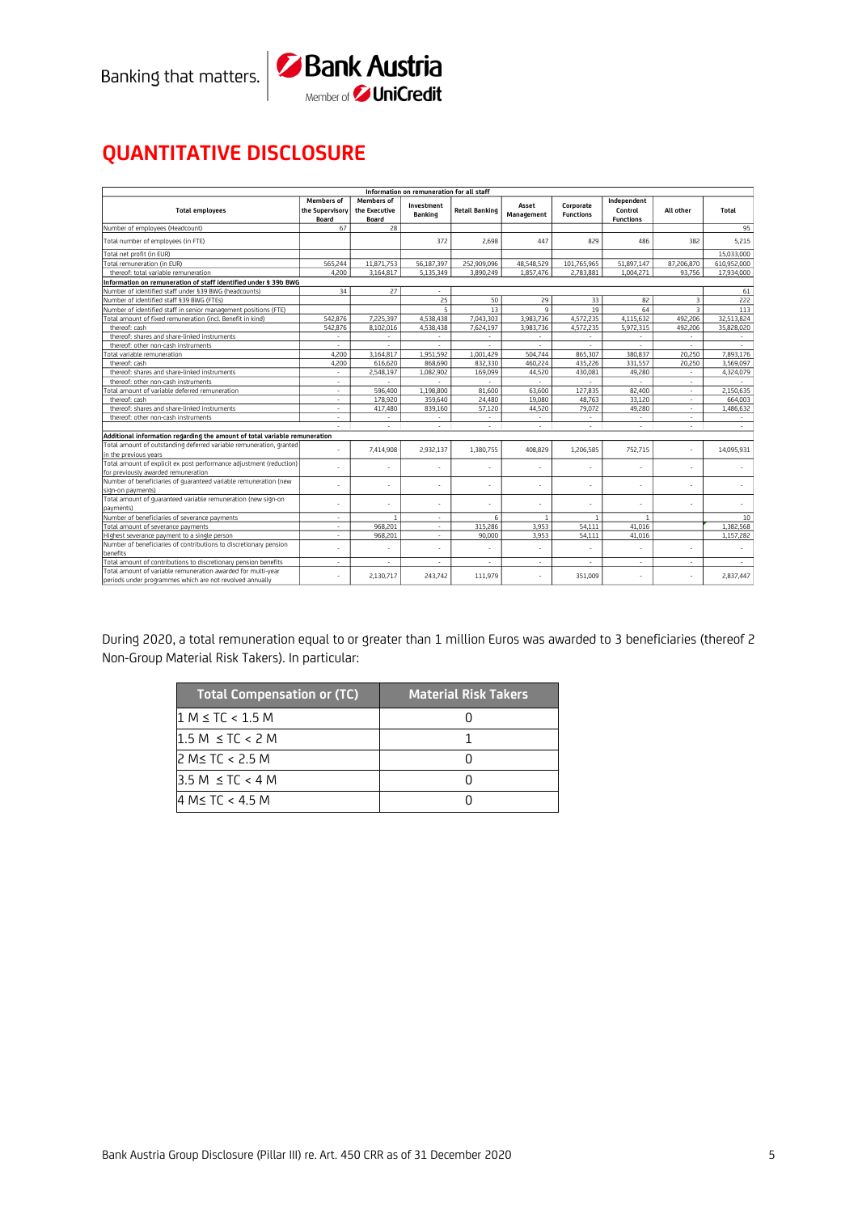# QUANTITATIVE DISCLOSURE

| Information on remuneration for all staff | | | | | | | | | |
|---|---|---|---|---|---|---|---|---|---|
| Total employees | Members of the Supervisory Board | Members of the Executive Board | Investment Banking | Retail Banking | Asset Management | Corporate Functions | Independent Control Functions | All other | Total |
| Number of employees (Headcount) | 67 | 28 | | | | | | | 95 |
| Total number of employees (in FTE) | | | 372 | 2,698 | 447 | 829 | 486 | 382 | 5,215 |
| Total net profit (in EUR) | | | | | | | | | 15,033,000 |
| Total remuneration (in EUR) | 565,244 | 11,871,753 | 56,187,397 | 252,909,096 | 48,548,529 | 101,765,965 | 51,897,147 | 87,206,870 | 610,952,000 |
| thereof: total variable remuneration | 4,200 | 3,164,817 | 5,135,349 | 3,890,249 | 1,857,476 | 2,783,881 | 1,004,271 | 93,756 | 17,934,000 |
| **Information on remuneration of staff identified under § 39b BWG** | | | | | | | | | |
| Number of identified staff under §39 BWG (headcounts) | 34 | 27 | - | | | | | | 61 |
| Number of identified staff §39 BWG (FTEs) | | | 25 | 50 | 29 | 33 | 82 | 3 | 222 |
| Number of identified staff in senior management positions (FTE) | | | 5 | 13 | 9 | 19 | 64 | 3 | 113 |
| Total amount of fixed remuneration (incl. Benefit in kind) | 542,876 | 7,225,397 | 4,538,438 | 7,043,303 | 3,983,736 | 4,572,235 | 4,115,632 | 492,206 | 32,513,824 |
| thereof: cash | 542,876 | 8,102,016 | 4,538,438 | 7,624,197 | 3,983,736 | 4,572,235 | 5,972,315 | 492,206 | 35,828,020 |
| thereof: shares and share-linked instruments | - | - | - | - | - | - | - | - | - |
| thereof: other non-cash instruments | - | - | - | - | - | - | - | - | - |
| Total variable remuneration | 4,200 | 3,164,817 | 1,951,592 | 1,001,429 | 504,744 | 865,307 | 380,837 | 20,250 | 7,893,176 |
| thereof: cash | 4,200 | 616,620 | 868,690 | 832,330 | 460,224 | 435,226 | 331,557 | 20,250 | 3,569,097 |
| thereof: shares and share-linked instruments | - | 2,548,197 | 1,082,902 | 169,099 | 44,520 | 430,081 | 49,280 | - | 4,324,079 |
| thereof: other non-cash instruments | - | - | - | - | - | - | - | - | - |
| Total amount of variable deferred remuneration | - | 596,400 | 1,198,800 | 81,600 | 63,600 | 127,835 | 82,400 | - | 2,150,635 |
| thereof: cash | - | 178,920 | 359,640 | 24,480 | 19,080 | 48,763 | 33,120 | - | 664,003 |
| thereof: shares and share-linked instruments | - | 417,480 | 839,160 | 57,120 | 44,520 | 79,072 | 49,280 | - | 1,486,632 |
| thereof: other non-cash instruments | - | - | - | - | - | - | - | - | - |
| | - | - | - | - | - | - | - | - | - |
| **Additional information regarding the amount of total variable remuneration** | | | | | | | | | |
| Total amount of outstanding deferred variable remuneration, granted in the previous years | - | 7,414,908 | 2,932,137 | 1,380,755 | 408,829 | 1,206,585 | 752,715 | - | 14,095,931 |
| Total amount of explicit ex post performance adjustment (reduction) for previously awarded remuneration | - | - | - | - | - | - | - | - | - |
| Number of beneficiaries of guaranteed variable remuneration (new sign-on payments) | - | - | - | - | - | - | - | - | - |
| Total amount of guaranteed variable remuneration (new sign-on payments) | - | - | - | - | - | - | - | - | - |
| Number of beneficiaries of severance payments | - | 1 | - | 6 | 1 | 1 | 1 | | 10 |
| Total amount of severance payments | - | 968,201 | - | 315,286 | 3,953 | 54,111 | 41,016 | | 1,382,568 |
| Highest severance payment to a single person | - | 968,201 | - | 90,000 | 3,953 | 54,111 | 41,016 | | 1,157,282 |
| Number of beneficiaries of contributions to discretionary pension benefits | - | - | - | - | - | - | - | - | - |
| Total amount of contributions to discretionary pension benefits | - | - | - | - | - | - | - | - | - |
| Total amount of variable remuneration awarded for multi-year periods under programmes which are not revolved annually | - | 2,130,717 | 243,742 | 111,979 | - | 351,009 | - | - | 2,837,447 |

During 2020, a total remuneration equal to or greater than 1 million Euros was awarded to 3 beneficiaries (thereof 2 Non-Group Material Risk Takers). In particular:

| Total Compensation or (TC) | Material Risk Takers |
|---|---|
| 1 M ≤ TC < 1.5 M | 0 |
| 1.5 M ≤ TC < 2 M | 1 |
| 2 M≤ TC < 2.5 M | 0 |
| 3.5 M ≤ TC < 4 M | 0 |
| 4 M≤ TC < 4.5 M | 0 |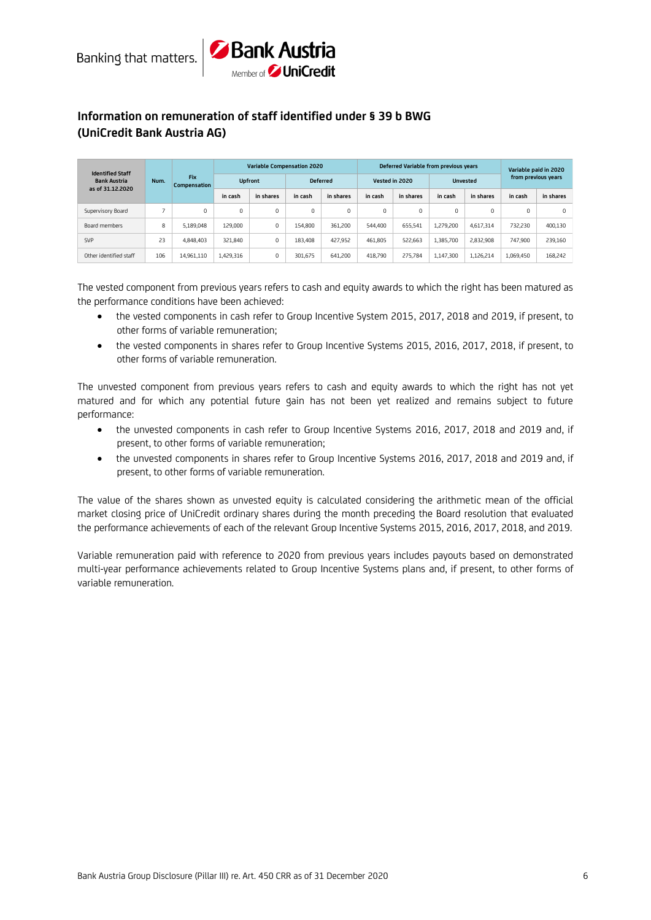## Information on remuneration of staff identified under § 39 b BWG (UniCredit Bank Austria AG)

| Identified Staff Bank Austria as of 31.12.2020 | Num. | Fix Compensation | Variable Compensation 2020 | | | | Deferred Variable from previous years | | | | Variable paid in 2020 from previous years | |
|---|---|---|---|---|---|---|---|---|---|---|---|---|
| | | | Upfront | | Deferred | | Vested in 2020 | | Unvested | | | |
| | | | in cash | in shares | in cash | in shares | in cash | in shares | in cash | in shares | in cash | in shares |
| Supervisory Board | 7 | 0 | 0 | 0 | 0 | 0 | 0 | 0 | 0 | 0 | 0 | 0 |
| Board members | 8 | 5,189,048 | 129,000 | 0 | 154,800 | 361,200 | 544,400 | 655,541 | 1,279,200 | 4,617,314 | 732,230 | 400,130 |
| SVP | 23 | 4,848,403 | 321,840 | 0 | 183,408 | 427,952 | 461,805 | 522,663 | 1,385,700 | 2,832,908 | 747,900 | 239,160 |
| Other identified staff | 106 | 14,961,110 | 1,429,316 | 0 | 301,675 | 641,200 | 418,790 | 275,784 | 1,147,300 | 1,126,214 | 1,069,450 | 168,242 |

The vested component from previous years refers to cash and equity awards to which the right has been matured as the performance conditions have been achieved:

- the vested components in cash refer to Group Incentive System 2015, 2017, 2018 and 2019, if present, to other forms of variable remuneration;
- the vested components in shares refer to Group Incentive Systems 2015, 2016, 2017, 2018, if present, to other forms of variable remuneration.

The unvested component from previous years refers to cash and equity awards to which the right has not yet matured and for which any potential future gain has not been yet realized and remains subject to future performance:

- the unvested components in cash refer to Group Incentive Systems 2016, 2017, 2018 and 2019 and, if present, to other forms of variable remuneration;
- the unvested components in shares refer to Group Incentive Systems 2016, 2017, 2018 and 2019 and, if present, to other forms of variable remuneration.

The value of the shares shown as unvested equity is calculated considering the arithmetic mean of the official market closing price of UniCredit ordinary shares during the month preceding the Board resolution that evaluated the performance achievements of each of the relevant Group Incentive Systems 2015, 2016, 2017, 2018, and 2019.

Variable remuneration paid with reference to 2020 from previous years includes payouts based on demonstrated multi-year performance achievements related to Group Incentive Systems plans and, if present, to other forms of variable remuneration.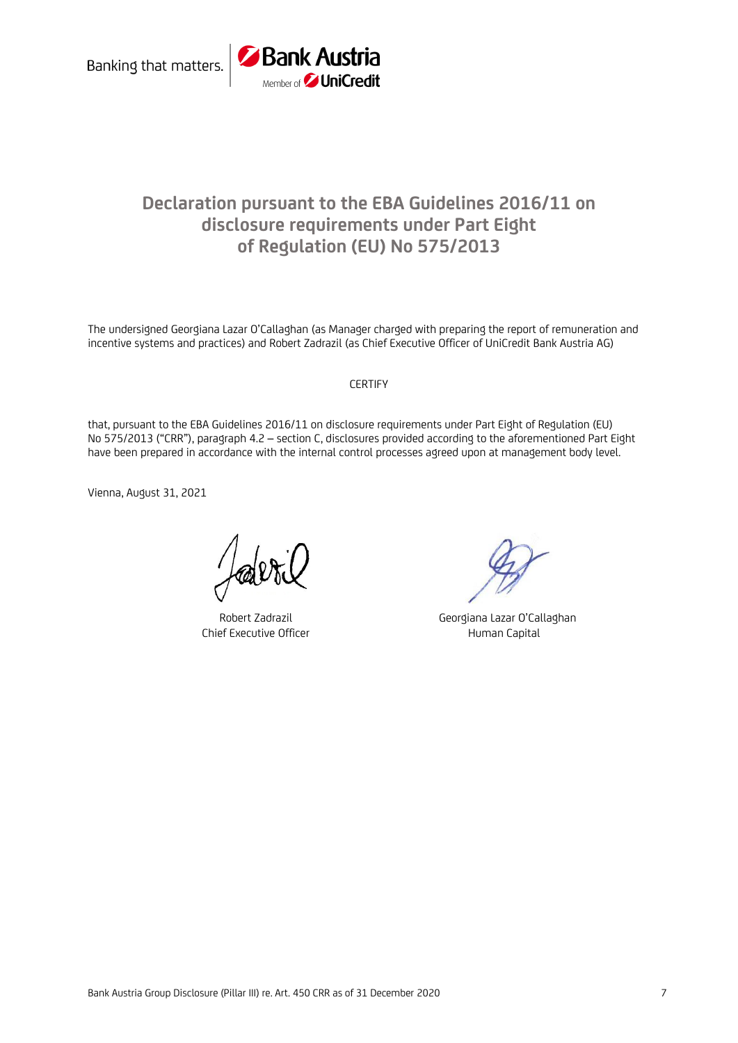Banking that matters. Bank Austria Member of UniCredit

# Declaration pursuant to the EBA Guidelines 2016/11 on disclosure requirements under Part Eight of Regulation (EU) No 575/2013

The undersigned Georgiana Lazar O'Callaghan (as Manager charged with preparing the report of remuneration and incentive systems and practices) and Robert Zadrazil (as Chief Executive Officer of UniCredit Bank Austria AG)

CERTIFY

that, pursuant to the EBA Guidelines 2016/11 on disclosure requirements under Part Eight of Regulation (EU) No 575/2013 ("CRR"), paragraph 4.2 – section C, disclosures provided according to the aforementioned Part Eight have been prepared in accordance with the internal control processes agreed upon at management body level.

Vienna, August 31, 2021

Robert Zadrazil
Chief Executive Officer

Georgiana Lazar O'Callaghan
Human Capital